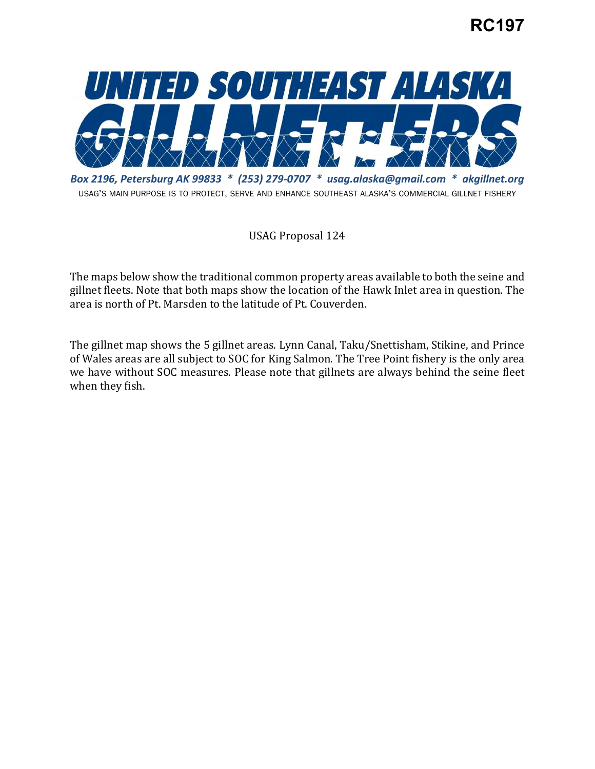RC197

# UNITED SOUTHEAST ALASKA GILLNETTERS

*Box 2196, Petersburg AK 99833 * (253) 279-0707 * usag.alaska@gmail.com * akgillnet.org*

USAG'S MAIN PURPOSE IS TO PROTECT, SERVE AND ENHANCE SOUTHEAST ALASKA'S COMMERCIAL GILLNET FISHERY

USAG Proposal 124

The maps below show the traditional common property areas available to both the seine and gillnet fleets. Note that both maps show the location of the Hawk Inlet area in question. The area is north of Pt. Marsden to the latitude of Pt. Couverden.

The gillnet map shows the 5 gillnet areas. Lynn Canal, Taku/Snettisham, Stikine, and Prince of Wales areas are all subject to SOC for King Salmon. The Tree Point fishery is the only area we have without SOC measures. Please note that gillnets are always behind the seine fleet when they fish.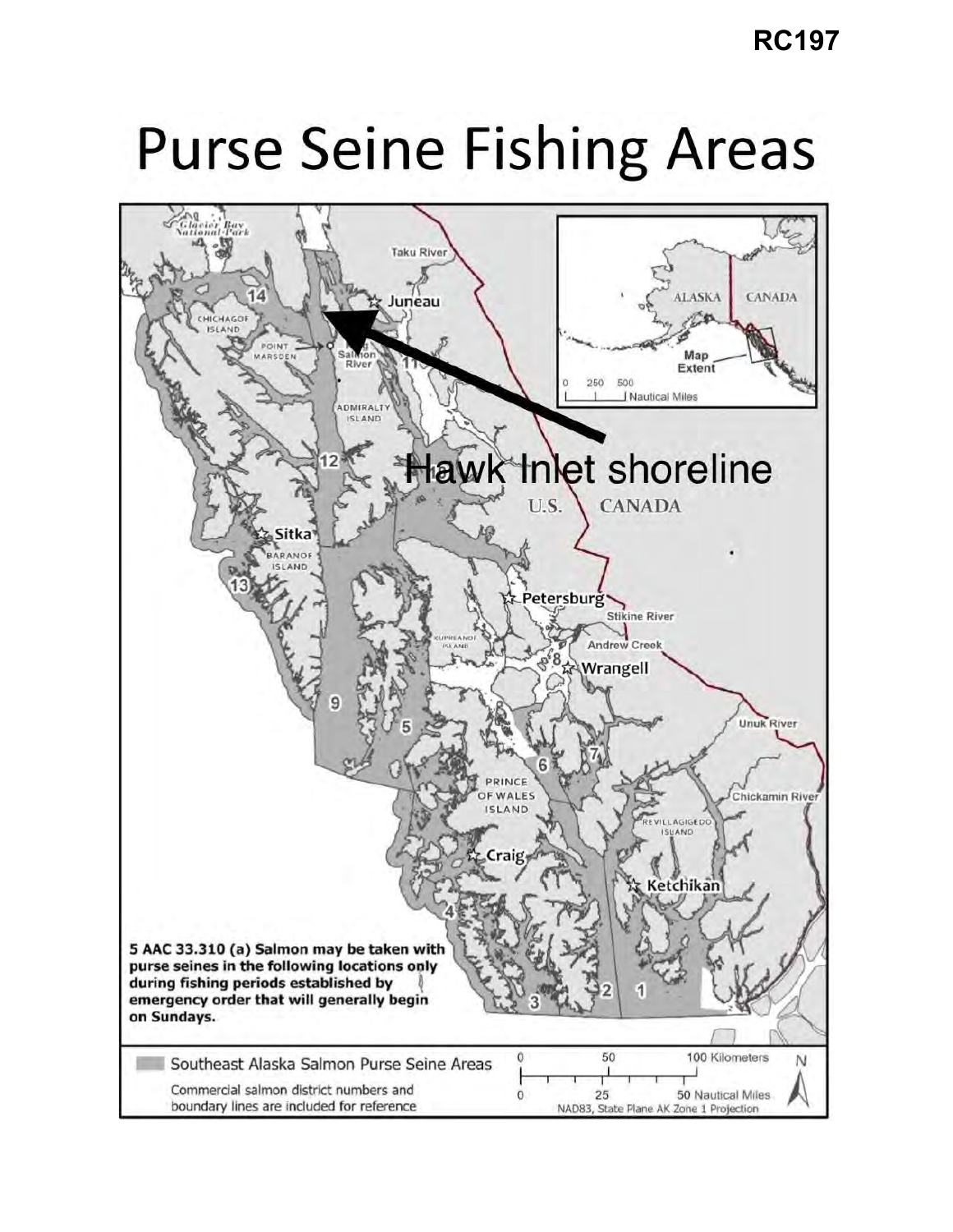RC197

# Purse Seine Fishing Areas

Hawk Inlet shoreline

5 AAC 33.310 (a) Salmon may be taken with purse seines in the following locations only during fishing periods established by emergency order that will generally begin on Sundays.

Southeast Alaska Salmon Purse Seine Areas

Commercial salmon district numbers and boundary lines are included for reference

NAD83, State Plane AK Zone 1 Projection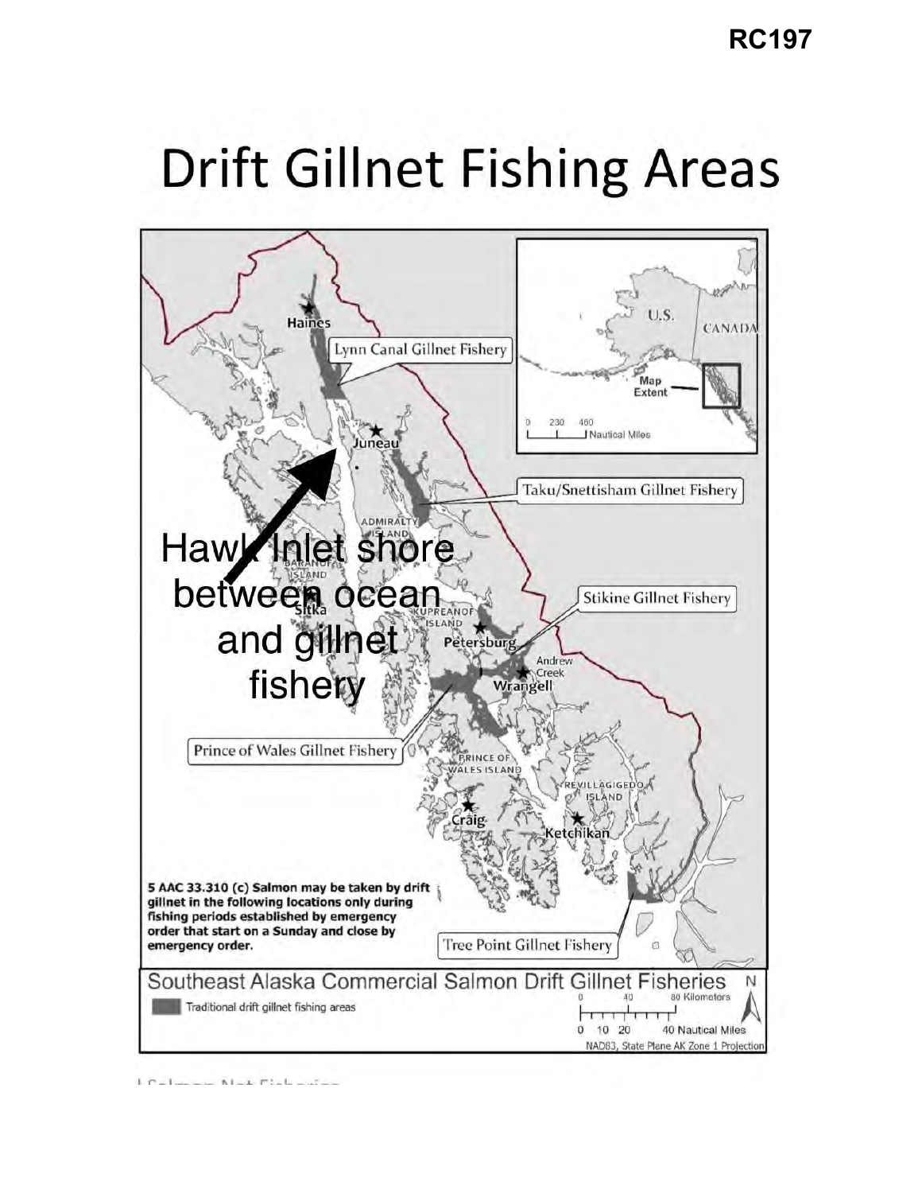# Drift Gillnet Fishing Areas

Haines

Lynn Canal Gillnet Fishery

Juneau

Taku/Snettisham Gillnet Fishery

ADMIRALTY ISLAND

Hawk Inlet shore between ocean and gillnet fishery

BARANOF ISLAND

Sitka

KUPREANOF ISLAND

Petersburg

Stikine Gillnet Fishery

Andrew Creek

Wrangell

Prince of Wales Gillnet Fishery

PRINCE OF WALES ISLAND

REVILLAGIGEDO ISLAND

Craig

Ketchikan

Tree Point Gillnet Fishery

U.S.

CANADA

Map Extent

0 230 460 Nautical Miles

**5 AAC 33.310 (c) Salmon may be taken by drift gillnet in the following locations only during fishing periods established by emergency order that start on a Sunday and close by emergency order.**

Southeast Alaska Commercial Salmon Drift Gillnet Fisheries

Traditional drift gillnet fishing areas

N

0 40 80 Kilometers

0 10 20 40 Nautical Miles

NAD83, State Plane AK Zone 1 Projection